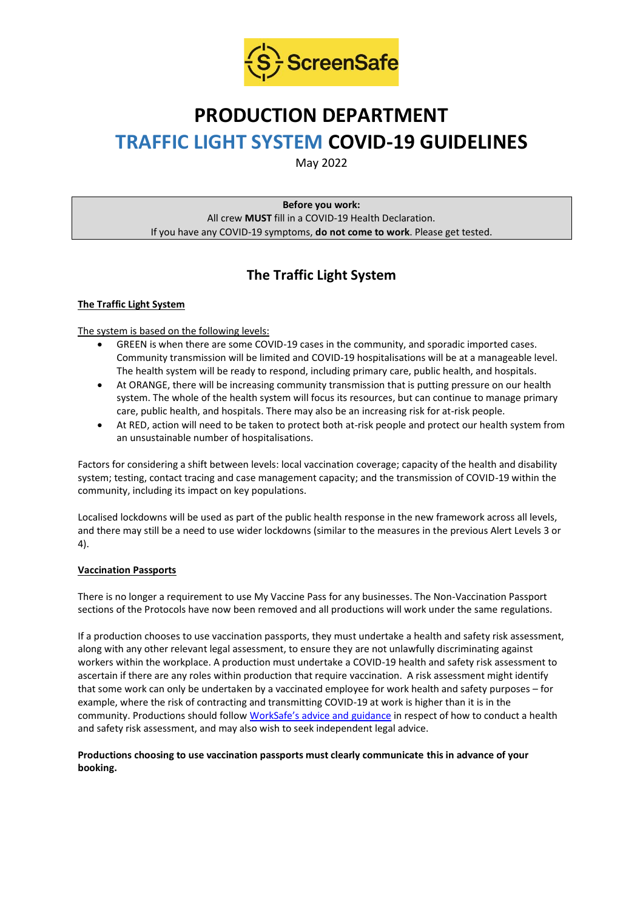ScreenSafe

# PRODUCTION DEPARTMENT

# TRAFFIC LIGHT SYSTEM COVID-19 GUIDELINES

May 2022

**Before you work:**
All crew **MUST** fill in a COVID-19 Health Declaration.
If you have any COVID-19 symptoms, **do not come to work**. Please get tested.

## The Traffic Light System

### The Traffic Light System

The system is based on the following levels:

- GREEN is when there are some COVID-19 cases in the community, and sporadic imported cases. Community transmission will be limited and COVID-19 hospitalisations will be at a manageable level. The health system will be ready to respond, including primary care, public health, and hospitals.
- At ORANGE, there will be increasing community transmission that is putting pressure on our health system. The whole of the health system will focus its resources, but can continue to manage primary care, public health, and hospitals. There may also be an increasing risk for at-risk people.
- At RED, action will need to be taken to protect both at-risk people and protect our health system from an unsustainable number of hospitalisations.

Factors for considering a shift between levels: local vaccination coverage; capacity of the health and disability system; testing, contact tracing and case management capacity; and the transmission of COVID-19 within the community, including its impact on key populations.

Localised lockdowns will be used as part of the public health response in the new framework across all levels, and there may still be a need to use wider lockdowns (similar to the measures in the previous Alert Levels 3 or 4).

### Vaccination Passports

There is no longer a requirement to use My Vaccine Pass for any businesses. The Non-Vaccination Passport sections of the Protocols have now been removed and all productions will work under the same regulations.

If a production chooses to use vaccination passports, they must undertake a health and safety risk assessment, along with any other relevant legal assessment, to ensure they are not unlawfully discriminating against workers within the workplace. A production must undertake a COVID-19 health and safety risk assessment to ascertain if there are any roles within production that require vaccination. A risk assessment might identify that some work can only be undertaken by a vaccinated employee for work health and safety purposes – for example, where the risk of contracting and transmitting COVID-19 at work is higher than it is in the community. Productions should follow WorkSafe's advice and guidance in respect of how to conduct a health and safety risk assessment, and may also wish to seek independent legal advice.

**Productions choosing to use vaccination passports must clearly communicate this in advance of your booking.**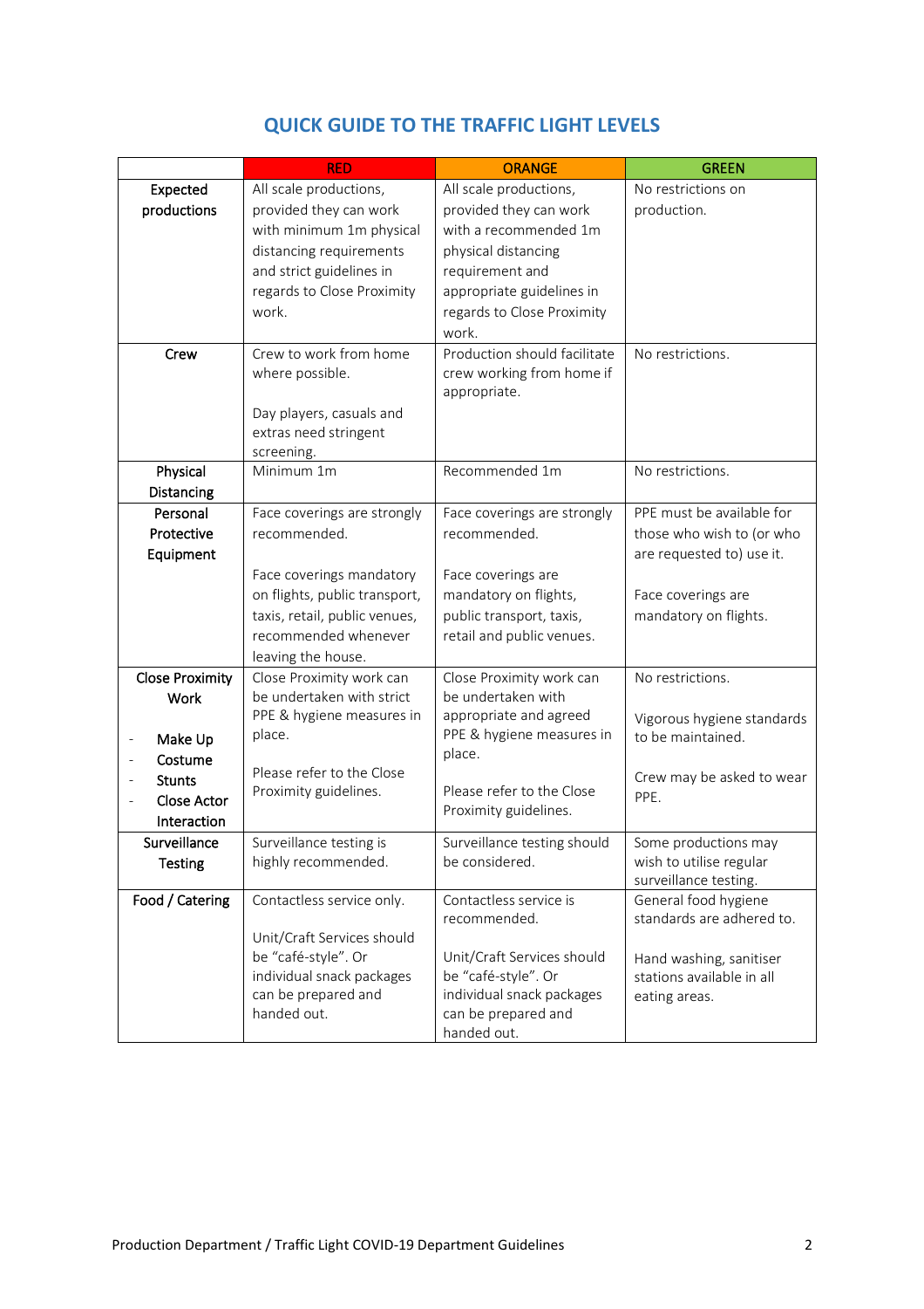## QUICK GUIDE TO THE TRAFFIC LIGHT LEVELS

| | RED | ORANGE | GREEN |
|---|---|---|---|
| **Expected productions** | All scale productions, provided they can work with minimum 1m physical distancing requirements and strict guidelines in regards to Close Proximity work. | All scale productions, provided they can work with a recommended 1m physical distancing requirement and appropriate guidelines in regards to Close Proximity work. | No restrictions on production. |
| **Crew** | Crew to work from home where possible.<br><br>Day players, casuals and extras need stringent screening. | Production should facilitate crew working from home if appropriate. | No restrictions. |
| **Physical Distancing** | Minimum 1m | Recommended 1m | No restrictions. |
| **Personal Protective Equipment** | Face coverings are strongly recommended.<br><br>Face coverings mandatory on flights, public transport, taxis, retail, public venues, recommended whenever leaving the house. | Face coverings are strongly recommended.<br><br>Face coverings are mandatory on flights, public transport, taxis, retail and public venues. | PPE must be available for those who wish to (or who are requested to) use it.<br><br>Face coverings are mandatory on flights. |
| **Close Proximity Work**<br><br>- **Make Up**<br>- **Costume**<br>- **Stunts**<br>- **Close Actor Interaction** | Close Proximity work can be undertaken with strict PPE & hygiene measures in place.<br><br>Please refer to the Close Proximity guidelines. | Close Proximity work can be undertaken with appropriate and agreed PPE & hygiene measures in place.<br><br>Please refer to the Close Proximity guidelines. | No restrictions.<br><br>Vigorous hygiene standards to be maintained.<br><br>Crew may be asked to wear PPE. |
| **Surveillance Testing** | Surveillance testing is highly recommended. | Surveillance testing should be considered. | Some productions may wish to utilise regular surveillance testing. |
| **Food / Catering** | Contactless service only.<br><br>Unit/Craft Services should be "café-style". Or individual snack packages can be prepared and handed out. | Contactless service is recommended.<br><br>Unit/Craft Services should be "café-style". Or individual snack packages can be prepared and handed out. | General food hygiene standards are adhered to.<br><br>Hand washing, sanitiser stations available in all eating areas. |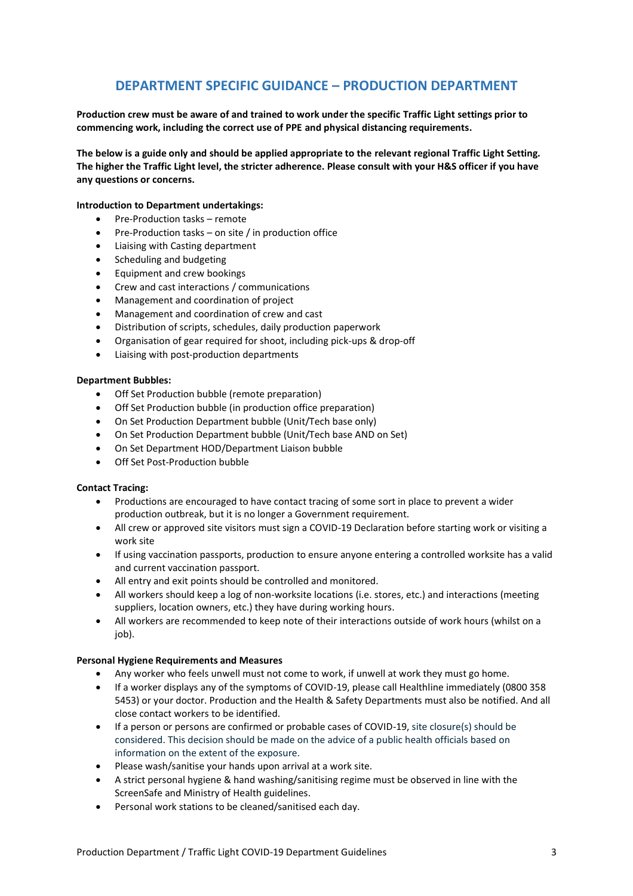# DEPARTMENT SPECIFIC GUIDANCE – PRODUCTION DEPARTMENT

**Production crew must be aware of and trained to work under the specific Traffic Light settings prior to commencing work, including the correct use of PPE and physical distancing requirements.**

**The below is a guide only and should be applied appropriate to the relevant regional Traffic Light Setting. The higher the Traffic Light level, the stricter adherence. Please consult with your H&S officer if you have any questions or concerns.**

**Introduction to Department undertakings:**

- Pre-Production tasks – remote
- Pre-Production tasks – on site / in production office
- Liaising with Casting department
- Scheduling and budgeting
- Equipment and crew bookings
- Crew and cast interactions / communications
- Management and coordination of project
- Management and coordination of crew and cast
- Distribution of scripts, schedules, daily production paperwork
- Organisation of gear required for shoot, including pick-ups & drop-off
- Liaising with post-production departments

**Department Bubbles:**

- Off Set Production bubble (remote preparation)
- Off Set Production bubble (in production office preparation)
- On Set Production Department bubble (Unit/Tech base only)
- On Set Production Department bubble (Unit/Tech base AND on Set)
- On Set Department HOD/Department Liaison bubble
- Off Set Post-Production bubble

**Contact Tracing:**

- Productions are encouraged to have contact tracing of some sort in place to prevent a wider production outbreak, but it is no longer a Government requirement.
- All crew or approved site visitors must sign a COVID-19 Declaration before starting work or visiting a work site
- If using vaccination passports, production to ensure anyone entering a controlled worksite has a valid and current vaccination passport.
- All entry and exit points should be controlled and monitored.
- All workers should keep a log of non-worksite locations (i.e. stores, etc.) and interactions (meeting suppliers, location owners, etc.) they have during working hours.
- All workers are recommended to keep note of their interactions outside of work hours (whilst on a job).

**Personal Hygiene Requirements and Measures**

- Any worker who feels unwell must not come to work, if unwell at work they must go home.
- If a worker displays any of the symptoms of COVID-19, please call Healthline immediately (0800 358 5453) or your doctor. Production and the Health & Safety Departments must also be notified. And all close contact workers to be identified.
- If a person or persons are confirmed or probable cases of COVID-19, site closure(s) should be considered. This decision should be made on the advice of a public health officials based on information on the extent of the exposure.
- Please wash/sanitise your hands upon arrival at a work site.
- A strict personal hygiene & hand washing/sanitising regime must be observed in line with the ScreenSafe and Ministry of Health guidelines.
- Personal work stations to be cleaned/sanitised each day.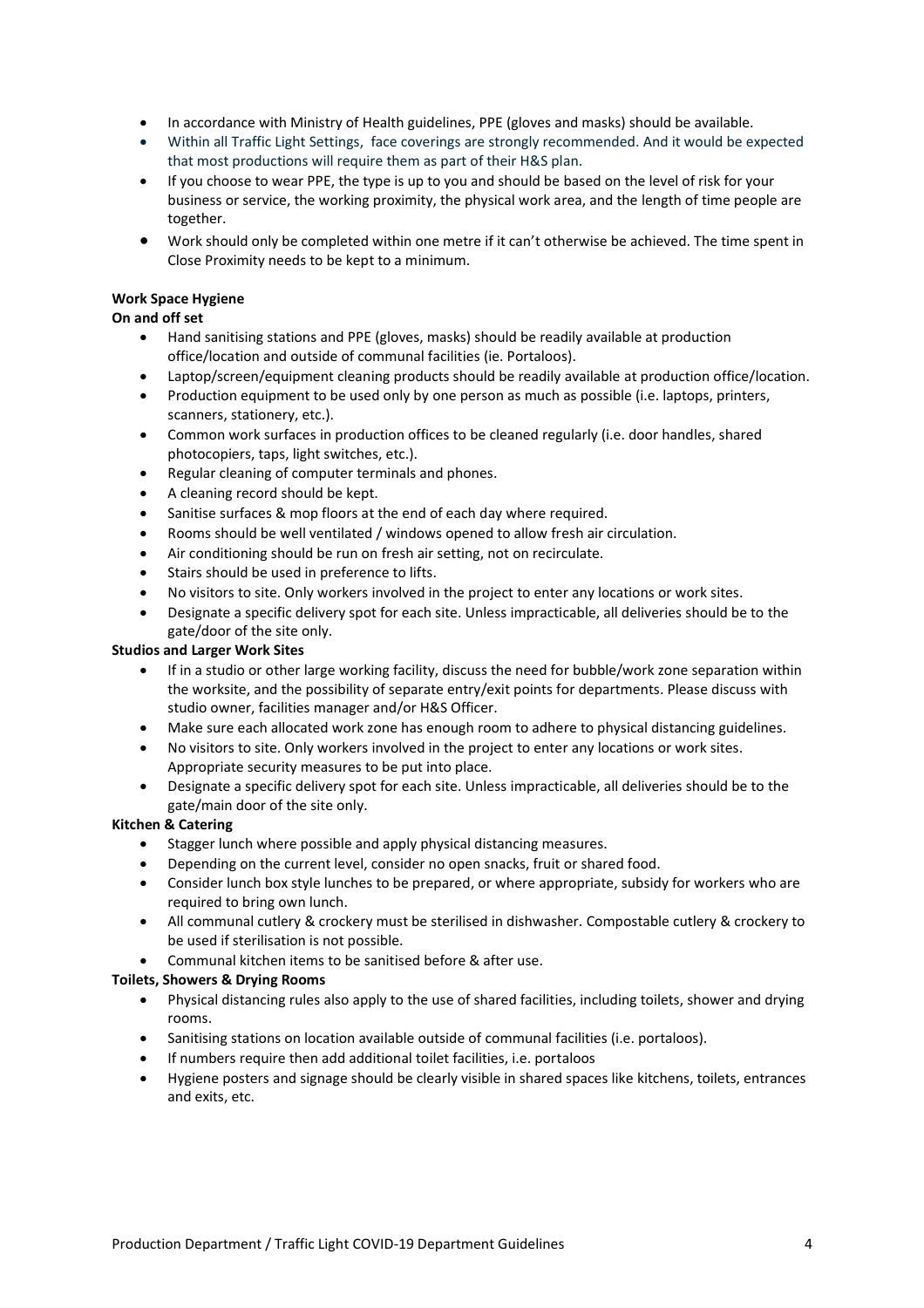- In accordance with Ministry of Health guidelines, PPE (gloves and masks) should be available.
- Within all Traffic Light Settings, face coverings are strongly recommended. And it would be expected that most productions will require them as part of their H&S plan.
- If you choose to wear PPE, the type is up to you and should be based on the level of risk for your business or service, the working proximity, the physical work area, and the length of time people are together.
- Work should only be completed within one metre if it can't otherwise be achieved. The time spent in Close Proximity needs to be kept to a minimum.

**Work Space Hygiene**

**On and off set**

- Hand sanitising stations and PPE (gloves, masks) should be readily available at production office/location and outside of communal facilities (ie. Portaloos).
- Laptop/screen/equipment cleaning products should be readily available at production office/location.
- Production equipment to be used only by one person as much as possible (i.e. laptops, printers, scanners, stationery, etc.).
- Common work surfaces in production offices to be cleaned regularly (i.e. door handles, shared photocopiers, taps, light switches, etc.).
- Regular cleaning of computer terminals and phones.
- A cleaning record should be kept.
- Sanitise surfaces & mop floors at the end of each day where required.
- Rooms should be well ventilated / windows opened to allow fresh air circulation.
- Air conditioning should be run on fresh air setting, not on recirculate.
- Stairs should be used in preference to lifts.
- No visitors to site. Only workers involved in the project to enter any locations or work sites.
- Designate a specific delivery spot for each site. Unless impracticable, all deliveries should be to the gate/door of the site only.

**Studios and Larger Work Sites**

- If in a studio or other large working facility, discuss the need for bubble/work zone separation within the worksite, and the possibility of separate entry/exit points for departments. Please discuss with studio owner, facilities manager and/or H&S Officer.
- Make sure each allocated work zone has enough room to adhere to physical distancing guidelines.
- No visitors to site. Only workers involved in the project to enter any locations or work sites. Appropriate security measures to be put into place.
- Designate a specific delivery spot for each site. Unless impracticable, all deliveries should be to the gate/main door of the site only.

**Kitchen & Catering**

- Stagger lunch where possible and apply physical distancing measures.
- Depending on the current level, consider no open snacks, fruit or shared food.
- Consider lunch box style lunches to be prepared, or where appropriate, subsidy for workers who are required to bring own lunch.
- All communal cutlery & crockery must be sterilised in dishwasher. Compostable cutlery & crockery to be used if sterilisation is not possible.
- Communal kitchen items to be sanitised before & after use.

**Toilets, Showers & Drying Rooms**

- Physical distancing rules also apply to the use of shared facilities, including toilets, shower and drying rooms.
- Sanitising stations on location available outside of communal facilities (i.e. portaloos).
- If numbers require then add additional toilet facilities, i.e. portaloos
- Hygiene posters and signage should be clearly visible in shared spaces like kitchens, toilets, entrances and exits, etc.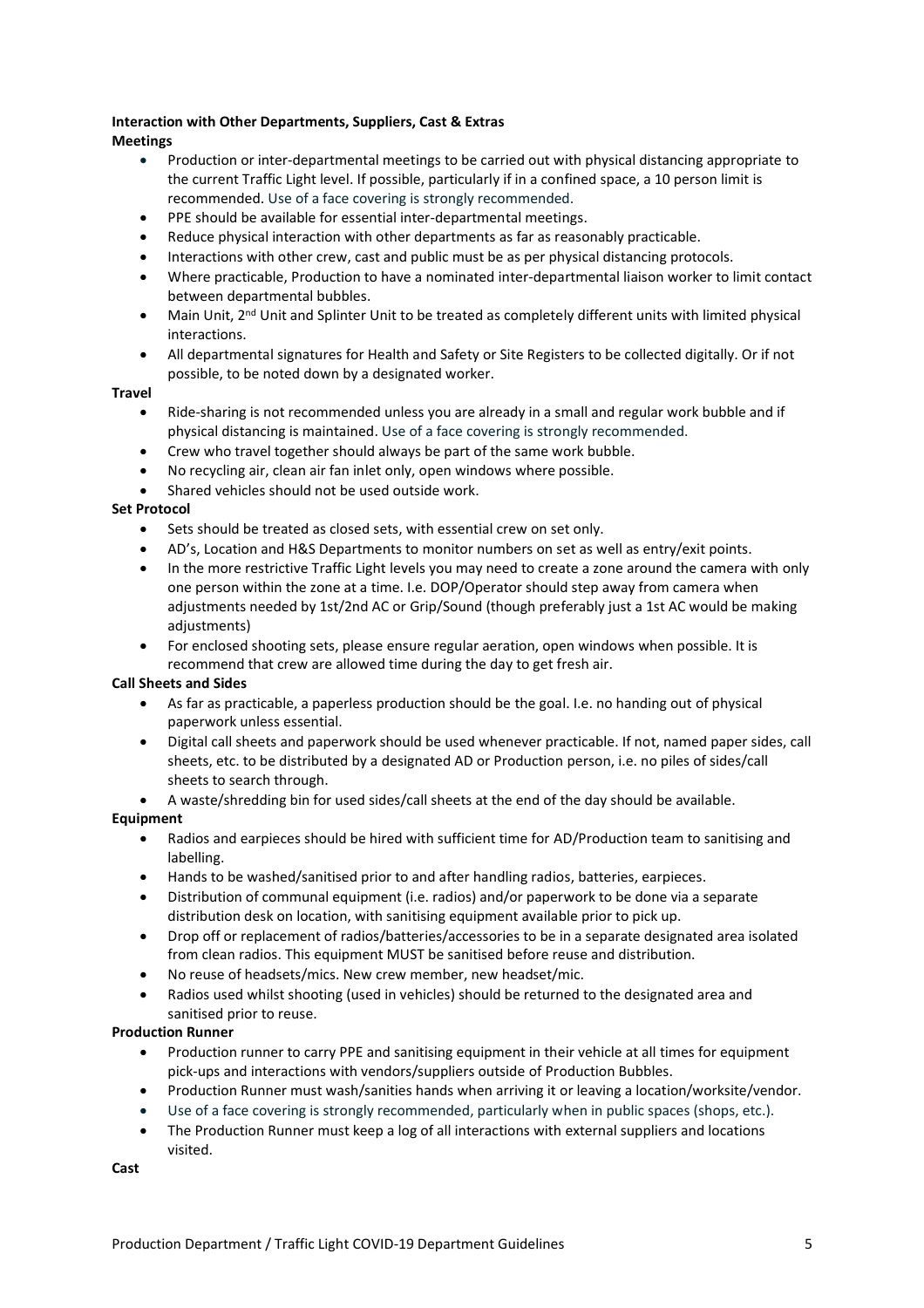**Interaction with Other Departments, Suppliers, Cast & Extras**

**Meetings**

- Production or inter-departmental meetings to be carried out with physical distancing appropriate to the current Traffic Light level. If possible, particularly if in a confined space, a 10 person limit is recommended. Use of a face covering is strongly recommended.
- PPE should be available for essential inter-departmental meetings.
- Reduce physical interaction with other departments as far as reasonably practicable.
- Interactions with other crew, cast and public must be as per physical distancing protocols.
- Where practicable, Production to have a nominated inter-departmental liaison worker to limit contact between departmental bubbles.
- Main Unit, 2nd Unit and Splinter Unit to be treated as completely different units with limited physical interactions.
- All departmental signatures for Health and Safety or Site Registers to be collected digitally. Or if not possible, to be noted down by a designated worker.

**Travel**

- Ride-sharing is not recommended unless you are already in a small and regular work bubble and if physical distancing is maintained. Use of a face covering is strongly recommended.
- Crew who travel together should always be part of the same work bubble.
- No recycling air, clean air fan inlet only, open windows where possible.
- Shared vehicles should not be used outside work.

**Set Protocol**

- Sets should be treated as closed sets, with essential crew on set only.
- AD's, Location and H&S Departments to monitor numbers on set as well as entry/exit points.
- In the more restrictive Traffic Light levels you may need to create a zone around the camera with only one person within the zone at a time. I.e. DOP/Operator should step away from camera when adjustments needed by 1st/2nd AC or Grip/Sound (though preferably just a 1st AC would be making adjustments)
- For enclosed shooting sets, please ensure regular aeration, open windows when possible. It is recommend that crew are allowed time during the day to get fresh air.

**Call Sheets and Sides**

- As far as practicable, a paperless production should be the goal. I.e. no handing out of physical paperwork unless essential.
- Digital call sheets and paperwork should be used whenever practicable. If not, named paper sides, call sheets, etc. to be distributed by a designated AD or Production person, i.e. no piles of sides/call sheets to search through.
- A waste/shredding bin for used sides/call sheets at the end of the day should be available.

**Equipment**

- Radios and earpieces should be hired with sufficient time for AD/Production team to sanitising and labelling.
- Hands to be washed/sanitised prior to and after handling radios, batteries, earpieces.
- Distribution of communal equipment (i.e. radios) and/or paperwork to be done via a separate distribution desk on location, with sanitising equipment available prior to pick up.
- Drop off or replacement of radios/batteries/accessories to be in a separate designated area isolated from clean radios. This equipment MUST be sanitised before reuse and distribution.
- No reuse of headsets/mics. New crew member, new headset/mic.
- Radios used whilst shooting (used in vehicles) should be returned to the designated area and sanitised prior to reuse.

**Production Runner**

- Production runner to carry PPE and sanitising equipment in their vehicle at all times for equipment pick-ups and interactions with vendors/suppliers outside of Production Bubbles.
- Production Runner must wash/sanities hands when arriving it or leaving a location/worksite/vendor.
- Use of a face covering is strongly recommended, particularly when in public spaces (shops, etc.).
- The Production Runner must keep a log of all interactions with external suppliers and locations visited.

**Cast**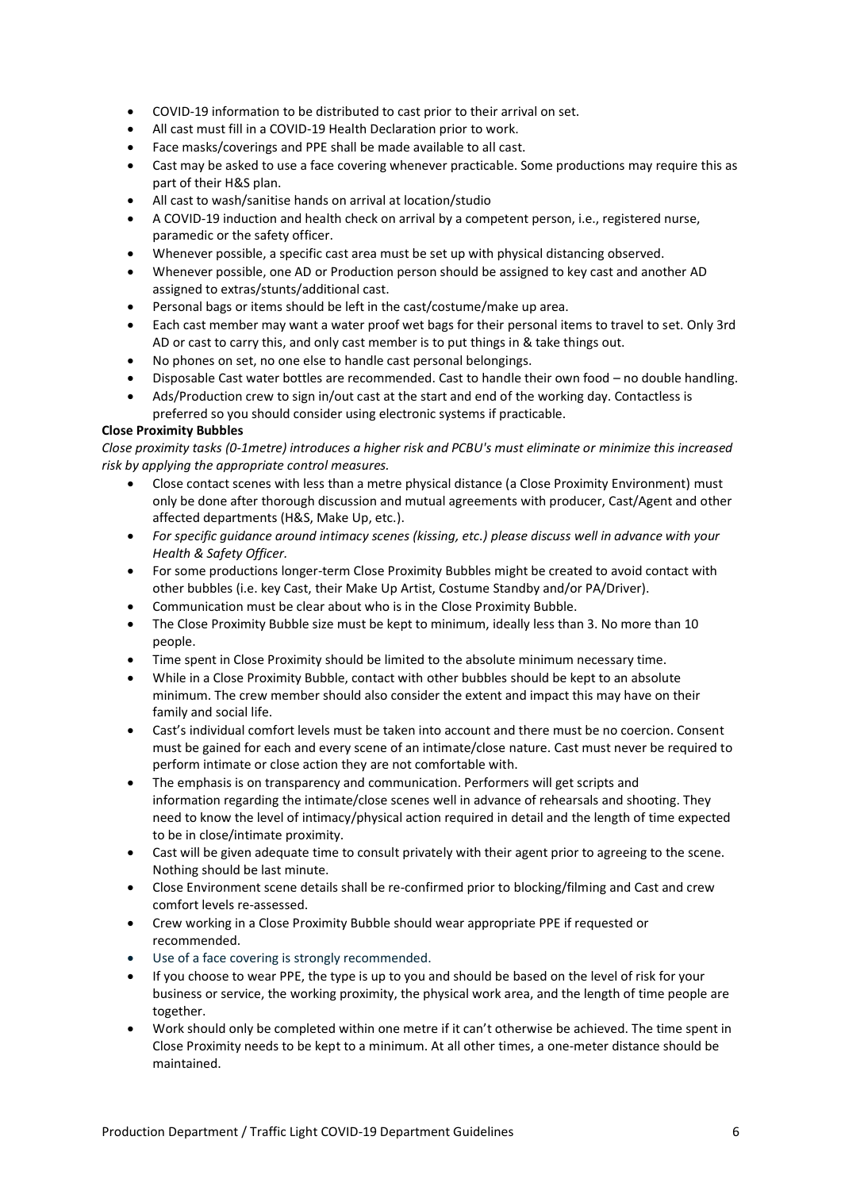- COVID-19 information to be distributed to cast prior to their arrival on set.
- All cast must fill in a COVID-19 Health Declaration prior to work.
- Face masks/coverings and PPE shall be made available to all cast.
- Cast may be asked to use a face covering whenever practicable. Some productions may require this as part of their H&S plan.
- All cast to wash/sanitise hands on arrival at location/studio
- A COVID-19 induction and health check on arrival by a competent person, i.e., registered nurse, paramedic or the safety officer.
- Whenever possible, a specific cast area must be set up with physical distancing observed.
- Whenever possible, one AD or Production person should be assigned to key cast and another AD assigned to extras/stunts/additional cast.
- Personal bags or items should be left in the cast/costume/make up area.
- Each cast member may want a water proof wet bags for their personal items to travel to set. Only 3rd AD or cast to carry this, and only cast member is to put things in & take things out.
- No phones on set, no one else to handle cast personal belongings.
- Disposable Cast water bottles are recommended. Cast to handle their own food – no double handling.
- Ads/Production crew to sign in/out cast at the start and end of the working day. Contactless is preferred so you should consider using electronic systems if practicable.

**Close Proximity Bubbles**

*Close proximity tasks (0-1metre) introduces a higher risk and PCBU's must eliminate or minimize this increased risk by applying the appropriate control measures.*

- Close contact scenes with less than a metre physical distance (a Close Proximity Environment) must only be done after thorough discussion and mutual agreements with producer, Cast/Agent and other affected departments (H&S, Make Up, etc.).
- *For specific guidance around intimacy scenes (kissing, etc.) please discuss well in advance with your Health & Safety Officer.*
- For some productions longer-term Close Proximity Bubbles might be created to avoid contact with other bubbles (i.e. key Cast, their Make Up Artist, Costume Standby and/or PA/Driver).
- Communication must be clear about who is in the Close Proximity Bubble.
- The Close Proximity Bubble size must be kept to minimum, ideally less than 3. No more than 10 people.
- Time spent in Close Proximity should be limited to the absolute minimum necessary time.
- While in a Close Proximity Bubble, contact with other bubbles should be kept to an absolute minimum. The crew member should also consider the extent and impact this may have on their family and social life.
- Cast's individual comfort levels must be taken into account and there must be no coercion. Consent must be gained for each and every scene of an intimate/close nature. Cast must never be required to perform intimate or close action they are not comfortable with.
- The emphasis is on transparency and communication. Performers will get scripts and information regarding the intimate/close scenes well in advance of rehearsals and shooting. They need to know the level of intimacy/physical action required in detail and the length of time expected to be in close/intimate proximity.
- Cast will be given adequate time to consult privately with their agent prior to agreeing to the scene. Nothing should be last minute.
- Close Environment scene details shall be re-confirmed prior to blocking/filming and Cast and crew comfort levels re-assessed.
- Crew working in a Close Proximity Bubble should wear appropriate PPE if requested or recommended.
- Use of a face covering is strongly recommended.
- If you choose to wear PPE, the type is up to you and should be based on the level of risk for your business or service, the working proximity, the physical work area, and the length of time people are together.
- Work should only be completed within one metre if it can't otherwise be achieved. The time spent in Close Proximity needs to be kept to a minimum. At all other times, a one-meter distance should be maintained.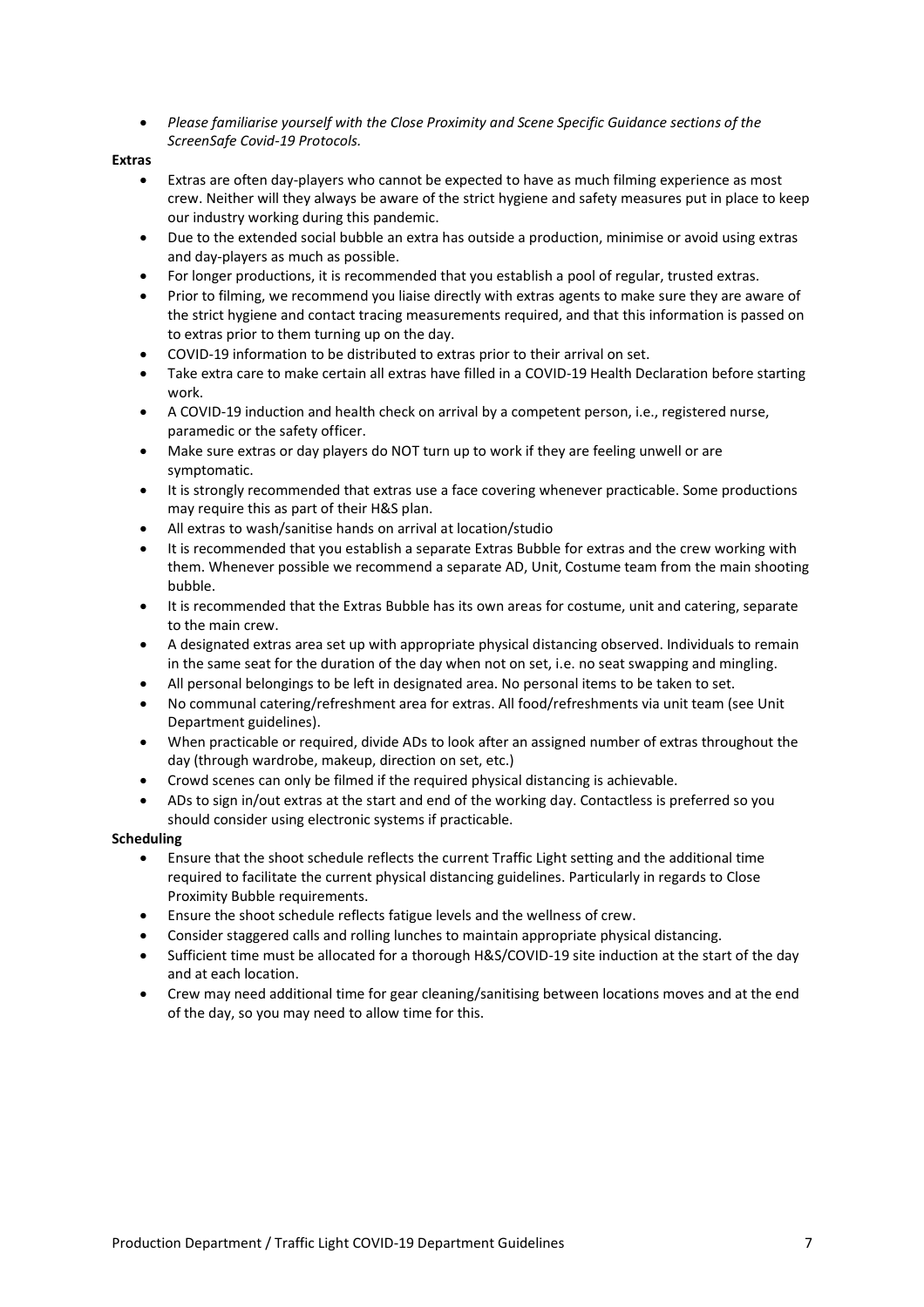- *Please familiarise yourself with the Close Proximity and Scene Specific Guidance sections of the ScreenSafe Covid-19 Protocols.*

**Extras**

- Extras are often day-players who cannot be expected to have as much filming experience as most crew. Neither will they always be aware of the strict hygiene and safety measures put in place to keep our industry working during this pandemic.
- Due to the extended social bubble an extra has outside a production, minimise or avoid using extras and day-players as much as possible.
- For longer productions, it is recommended that you establish a pool of regular, trusted extras.
- Prior to filming, we recommend you liaise directly with extras agents to make sure they are aware of the strict hygiene and contact tracing measurements required, and that this information is passed on to extras prior to them turning up on the day.
- COVID-19 information to be distributed to extras prior to their arrival on set.
- Take extra care to make certain all extras have filled in a COVID-19 Health Declaration before starting work.
- A COVID-19 induction and health check on arrival by a competent person, i.e., registered nurse, paramedic or the safety officer.
- Make sure extras or day players do NOT turn up to work if they are feeling unwell or are symptomatic.
- It is strongly recommended that extras use a face covering whenever practicable. Some productions may require this as part of their H&S plan.
- All extras to wash/sanitise hands on arrival at location/studio
- It is recommended that you establish a separate Extras Bubble for extras and the crew working with them. Whenever possible we recommend a separate AD, Unit, Costume team from the main shooting bubble.
- It is recommended that the Extras Bubble has its own areas for costume, unit and catering, separate to the main crew.
- A designated extras area set up with appropriate physical distancing observed. Individuals to remain in the same seat for the duration of the day when not on set, i.e. no seat swapping and mingling.
- All personal belongings to be left in designated area. No personal items to be taken to set.
- No communal catering/refreshment area for extras. All food/refreshments via unit team (see Unit Department guidelines).
- When practicable or required, divide ADs to look after an assigned number of extras throughout the day (through wardrobe, makeup, direction on set, etc.)
- Crowd scenes can only be filmed if the required physical distancing is achievable.
- ADs to sign in/out extras at the start and end of the working day. Contactless is preferred so you should consider using electronic systems if practicable.

**Scheduling**

- Ensure that the shoot schedule reflects the current Traffic Light setting and the additional time required to facilitate the current physical distancing guidelines. Particularly in regards to Close Proximity Bubble requirements.
- Ensure the shoot schedule reflects fatigue levels and the wellness of crew.
- Consider staggered calls and rolling lunches to maintain appropriate physical distancing.
- Sufficient time must be allocated for a thorough H&S/COVID-19 site induction at the start of the day and at each location.
- Crew may need additional time for gear cleaning/sanitising between locations moves and at the end of the day, so you may need to allow time for this.